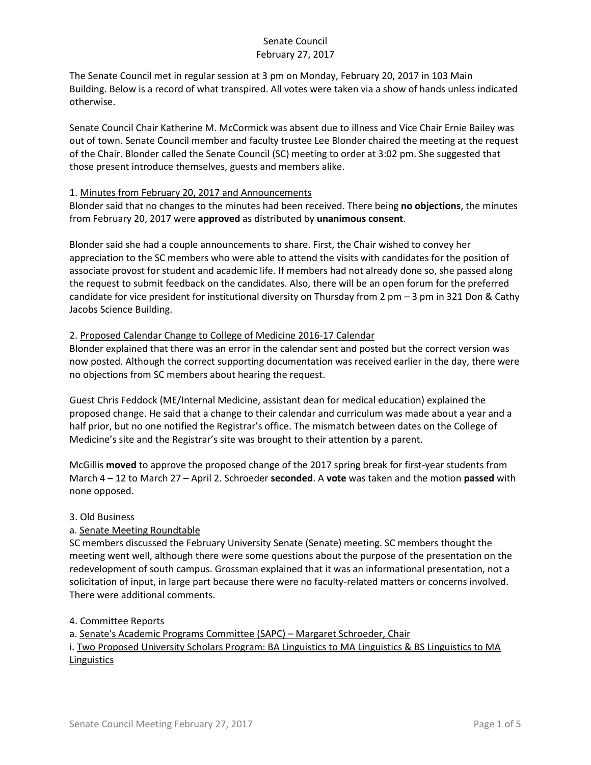# Senate Council
## February 27, 2017

The Senate Council met in regular session at 3 pm on Monday, February 20, 2017 in 103 Main Building. Below is a record of what transpired. All votes were taken via a show of hands unless indicated otherwise.

Senate Council Chair Katherine M. McCormick was absent due to illness and Vice Chair Ernie Bailey was out of town. Senate Council member and faculty trustee Lee Blonder chaired the meeting at the request of the Chair. Blonder called the Senate Council (SC) meeting to order at 3:02 pm. She suggested that those present introduce themselves, guests and members alike.

1. Minutes from February 20, 2017 and Announcements

Blonder said that no changes to the minutes had been received. There being **no objections**, the minutes from February 20, 2017 were **approved** as distributed by **unanimous consent**.

Blonder said she had a couple announcements to share. First, the Chair wished to convey her appreciation to the SC members who were able to attend the visits with candidates for the position of associate provost for student and academic life. If members had not already done so, she passed along the request to submit feedback on the candidates. Also, there will be an open forum for the preferred candidate for vice president for institutional diversity on Thursday from 2 pm – 3 pm in 321 Don & Cathy Jacobs Science Building.

2. Proposed Calendar Change to College of Medicine 2016-17 Calendar

Blonder explained that there was an error in the calendar sent and posted but the correct version was now posted. Although the correct supporting documentation was received earlier in the day, there were no objections from SC members about hearing the request.

Guest Chris Feddock (ME/Internal Medicine, assistant dean for medical education) explained the proposed change. He said that a change to their calendar and curriculum was made about a year and a half prior, but no one notified the Registrar's office. The mismatch between dates on the College of Medicine's site and the Registrar's site was brought to their attention by a parent.

McGillis **moved** to approve the proposed change of the 2017 spring break for first-year students from March 4 – 12 to March 27 – April 2. Schroeder **seconded**. A **vote** was taken and the motion **passed** with none opposed.

3. Old Business

a. Senate Meeting Roundtable

SC members discussed the February University Senate (Senate) meeting. SC members thought the meeting went well, although there were some questions about the purpose of the presentation on the redevelopment of south campus. Grossman explained that it was an informational presentation, not a solicitation of input, in large part because there were no faculty-related matters or concerns involved. There were additional comments.

4. Committee Reports

a. Senate's Academic Programs Committee (SAPC) – Margaret Schroeder, Chair

i. Two Proposed University Scholars Program: BA Linguistics to MA Linguistics & BS Linguistics to MA Linguistics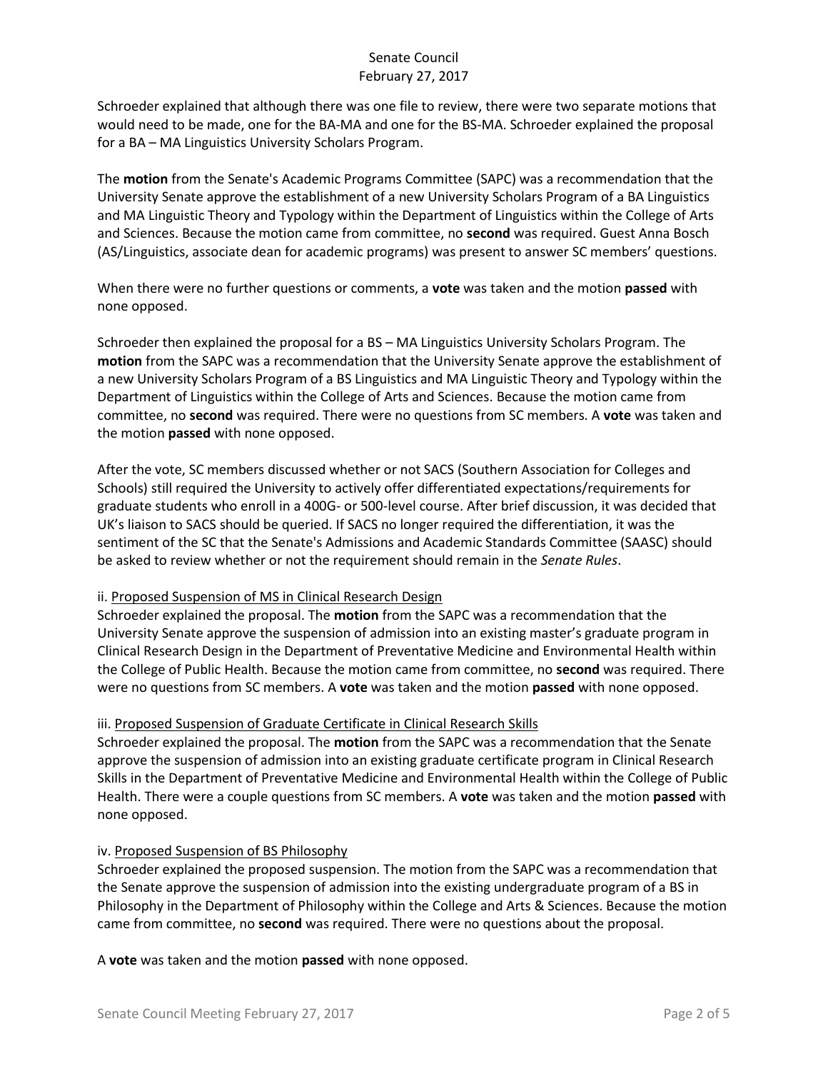Schroeder explained that although there was one file to review, there were two separate motions that would need to be made, one for the BA-MA and one for the BS-MA. Schroeder explained the proposal for a BA – MA Linguistics University Scholars Program.

The **motion** from the Senate's Academic Programs Committee (SAPC) was a recommendation that the University Senate approve the establishment of a new University Scholars Program of a BA Linguistics and MA Linguistic Theory and Typology within the Department of Linguistics within the College of Arts and Sciences. Because the motion came from committee, no **second** was required. Guest Anna Bosch (AS/Linguistics, associate dean for academic programs) was present to answer SC members' questions.

When there were no further questions or comments, a **vote** was taken and the motion **passed** with none opposed.

Schroeder then explained the proposal for a BS – MA Linguistics University Scholars Program. The **motion** from the SAPC was a recommendation that the University Senate approve the establishment of a new University Scholars Program of a BS Linguistics and MA Linguistic Theory and Typology within the Department of Linguistics within the College of Arts and Sciences. Because the motion came from committee, no **second** was required. There were no questions from SC members. A **vote** was taken and the motion **passed** with none opposed.

After the vote, SC members discussed whether or not SACS (Southern Association for Colleges and Schools) still required the University to actively offer differentiated expectations/requirements for graduate students who enroll in a 400G- or 500-level course. After brief discussion, it was decided that UK's liaison to SACS should be queried. If SACS no longer required the differentiation, it was the sentiment of the SC that the Senate's Admissions and Academic Standards Committee (SAASC) should be asked to review whether or not the requirement should remain in the *Senate Rules*.

ii. Proposed Suspension of MS in Clinical Research Design

Schroeder explained the proposal. The **motion** from the SAPC was a recommendation that the University Senate approve the suspension of admission into an existing master's graduate program in Clinical Research Design in the Department of Preventative Medicine and Environmental Health within the College of Public Health. Because the motion came from committee, no **second** was required. There were no questions from SC members. A **vote** was taken and the motion **passed** with none opposed.

iii. Proposed Suspension of Graduate Certificate in Clinical Research Skills

Schroeder explained the proposal. The **motion** from the SAPC was a recommendation that the Senate approve the suspension of admission into an existing graduate certificate program in Clinical Research Skills in the Department of Preventative Medicine and Environmental Health within the College of Public Health. There were a couple questions from SC members. A **vote** was taken and the motion **passed** with none opposed.

iv. Proposed Suspension of BS Philosophy

Schroeder explained the proposed suspension. The motion from the SAPC was a recommendation that the Senate approve the suspension of admission into the existing undergraduate program of a BS in Philosophy in the Department of Philosophy within the College and Arts & Sciences. Because the motion came from committee, no **second** was required. There were no questions about the proposal.

A **vote** was taken and the motion **passed** with none opposed.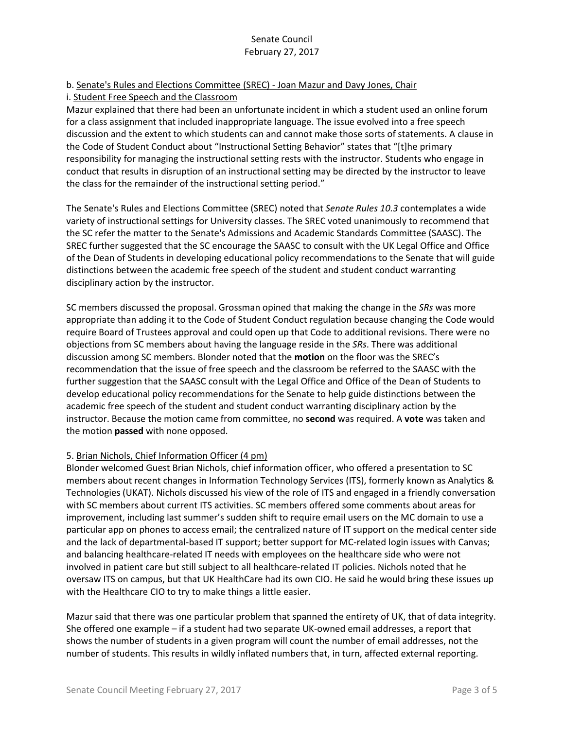b. Senate's Rules and Elections Committee (SREC) - Joan Mazur and Davy Jones, Chair

i. Student Free Speech and the Classroom

Mazur explained that there had been an unfortunate incident in which a student used an online forum for a class assignment that included inappropriate language. The issue evolved into a free speech discussion and the extent to which students can and cannot make those sorts of statements. A clause in the Code of Student Conduct about "Instructional Setting Behavior" states that "[t]he primary responsibility for managing the instructional setting rests with the instructor. Students who engage in conduct that results in disruption of an instructional setting may be directed by the instructor to leave the class for the remainder of the instructional setting period."

The Senate's Rules and Elections Committee (SREC) noted that *Senate Rules 10.3* contemplates a wide variety of instructional settings for University classes. The SREC voted unanimously to recommend that the SC refer the matter to the Senate's Admissions and Academic Standards Committee (SAASC). The SREC further suggested that the SC encourage the SAASC to consult with the UK Legal Office and Office of the Dean of Students in developing educational policy recommendations to the Senate that will guide distinctions between the academic free speech of the student and student conduct warranting disciplinary action by the instructor.

SC members discussed the proposal. Grossman opined that making the change in the *SRs* was more appropriate than adding it to the Code of Student Conduct regulation because changing the Code would require Board of Trustees approval and could open up that Code to additional revisions. There were no objections from SC members about having the language reside in the *SRs*. There was additional discussion among SC members. Blonder noted that the **motion** on the floor was the SREC's recommendation that the issue of free speech and the classroom be referred to the SAASC with the further suggestion that the SAASC consult with the Legal Office and Office of the Dean of Students to develop educational policy recommendations for the Senate to help guide distinctions between the academic free speech of the student and student conduct warranting disciplinary action by the instructor. Because the motion came from committee, no **second** was required. A **vote** was taken and the motion **passed** with none opposed.

5. Brian Nichols, Chief Information Officer (4 pm)

Blonder welcomed Guest Brian Nichols, chief information officer, who offered a presentation to SC members about recent changes in Information Technology Services (ITS), formerly known as Analytics & Technologies (UKAT). Nichols discussed his view of the role of ITS and engaged in a friendly conversation with SC members about current ITS activities. SC members offered some comments about areas for improvement, including last summer's sudden shift to require email users on the MC domain to use a particular app on phones to access email; the centralized nature of IT support on the medical center side and the lack of departmental-based IT support; better support for MC-related login issues with Canvas; and balancing healthcare-related IT needs with employees on the healthcare side who were not involved in patient care but still subject to all healthcare-related IT policies. Nichols noted that he oversaw ITS on campus, but that UK HealthCare had its own CIO. He said he would bring these issues up with the Healthcare CIO to try to make things a little easier.

Mazur said that there was one particular problem that spanned the entirety of UK, that of data integrity. She offered one example – if a student had two separate UK-owned email addresses, a report that shows the number of students in a given program will count the number of email addresses, not the number of students. This results in wildly inflated numbers that, in turn, affected external reporting.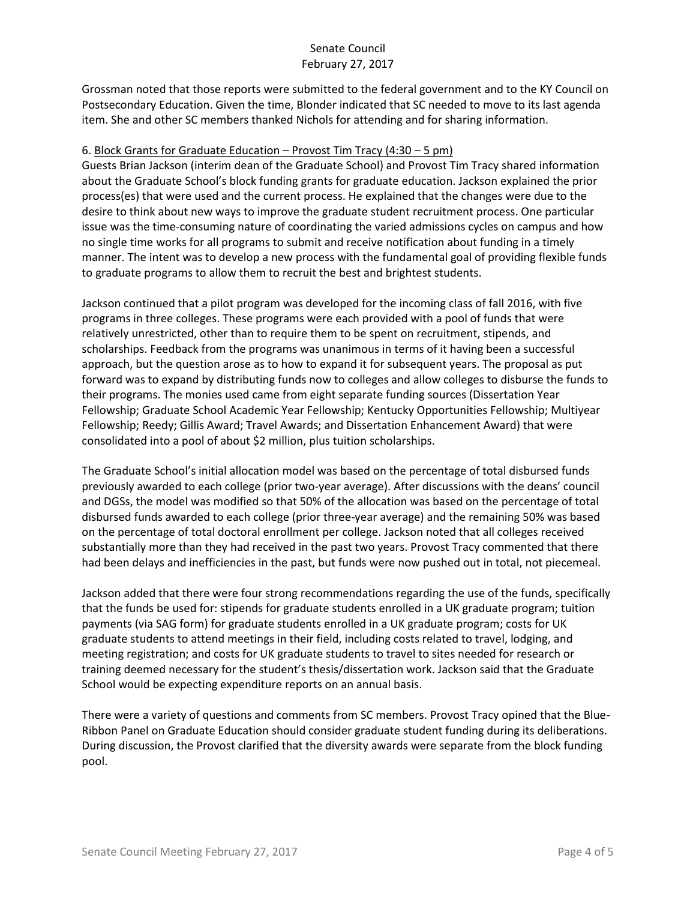Grossman noted that those reports were submitted to the federal government and to the KY Council on Postsecondary Education. Given the time, Blonder indicated that SC needed to move to its last agenda item. She and other SC members thanked Nichols for attending and for sharing information.

6. Block Grants for Graduate Education – Provost Tim Tracy (4:30 – 5 pm)

Guests Brian Jackson (interim dean of the Graduate School) and Provost Tim Tracy shared information about the Graduate School's block funding grants for graduate education. Jackson explained the prior process(es) that were used and the current process. He explained that the changes were due to the desire to think about new ways to improve the graduate student recruitment process. One particular issue was the time-consuming nature of coordinating the varied admissions cycles on campus and how no single time works for all programs to submit and receive notification about funding in a timely manner. The intent was to develop a new process with the fundamental goal of providing flexible funds to graduate programs to allow them to recruit the best and brightest students.

Jackson continued that a pilot program was developed for the incoming class of fall 2016, with five programs in three colleges. These programs were each provided with a pool of funds that were relatively unrestricted, other than to require them to be spent on recruitment, stipends, and scholarships. Feedback from the programs was unanimous in terms of it having been a successful approach, but the question arose as to how to expand it for subsequent years. The proposal as put forward was to expand by distributing funds now to colleges and allow colleges to disburse the funds to their programs. The monies used came from eight separate funding sources (Dissertation Year Fellowship; Graduate School Academic Year Fellowship; Kentucky Opportunities Fellowship; Multiyear Fellowship; Reedy; Gillis Award; Travel Awards; and Dissertation Enhancement Award) that were consolidated into a pool of about $2 million, plus tuition scholarships.

The Graduate School's initial allocation model was based on the percentage of total disbursed funds previously awarded to each college (prior two-year average). After discussions with the deans' council and DGSs, the model was modified so that 50% of the allocation was based on the percentage of total disbursed funds awarded to each college (prior three-year average) and the remaining 50% was based on the percentage of total doctoral enrollment per college. Jackson noted that all colleges received substantially more than they had received in the past two years. Provost Tracy commented that there had been delays and inefficiencies in the past, but funds were now pushed out in total, not piecemeal.

Jackson added that there were four strong recommendations regarding the use of the funds, specifically that the funds be used for: stipends for graduate students enrolled in a UK graduate program; tuition payments (via SAG form) for graduate students enrolled in a UK graduate program; costs for UK graduate students to attend meetings in their field, including costs related to travel, lodging, and meeting registration; and costs for UK graduate students to travel to sites needed for research or training deemed necessary for the student's thesis/dissertation work. Jackson said that the Graduate School would be expecting expenditure reports on an annual basis.

There were a variety of questions and comments from SC members. Provost Tracy opined that the Blue-Ribbon Panel on Graduate Education should consider graduate student funding during its deliberations. During discussion, the Provost clarified that the diversity awards were separate from the block funding pool.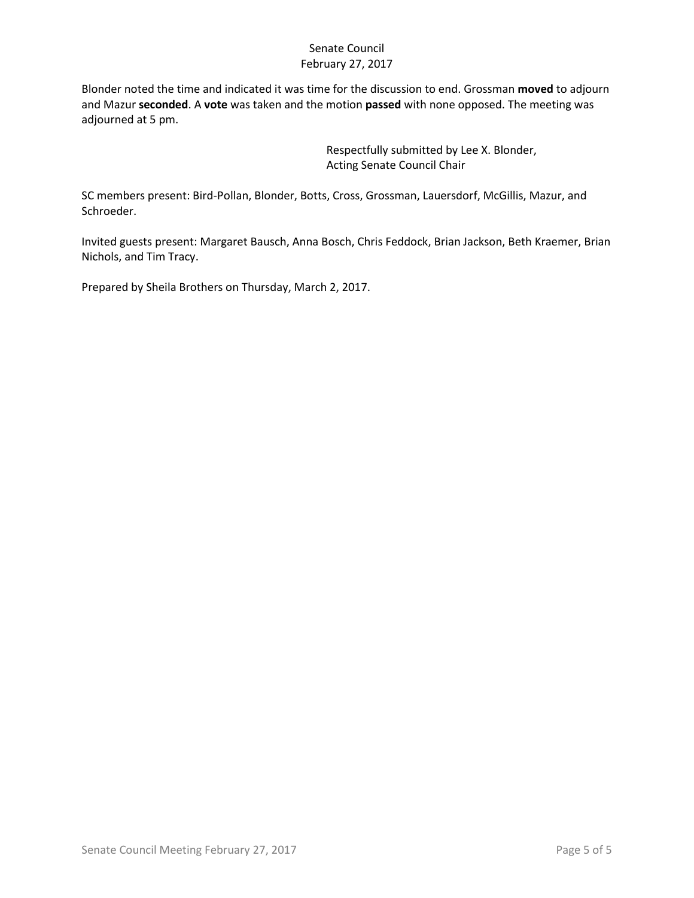Blonder noted the time and indicated it was time for the discussion to end. Grossman **moved** to adjourn and Mazur **seconded**. A **vote** was taken and the motion **passed** with none opposed. The meeting was adjourned at 5 pm.

Respectfully submitted by Lee X. Blonder,
Acting Senate Council Chair

SC members present: Bird-Pollan, Blonder, Botts, Cross, Grossman, Lauersdorf, McGillis, Mazur, and Schroeder.

Invited guests present: Margaret Bausch, Anna Bosch, Chris Feddock, Brian Jackson, Beth Kraemer, Brian Nichols, and Tim Tracy.

Prepared by Sheila Brothers on Thursday, March 2, 2017.